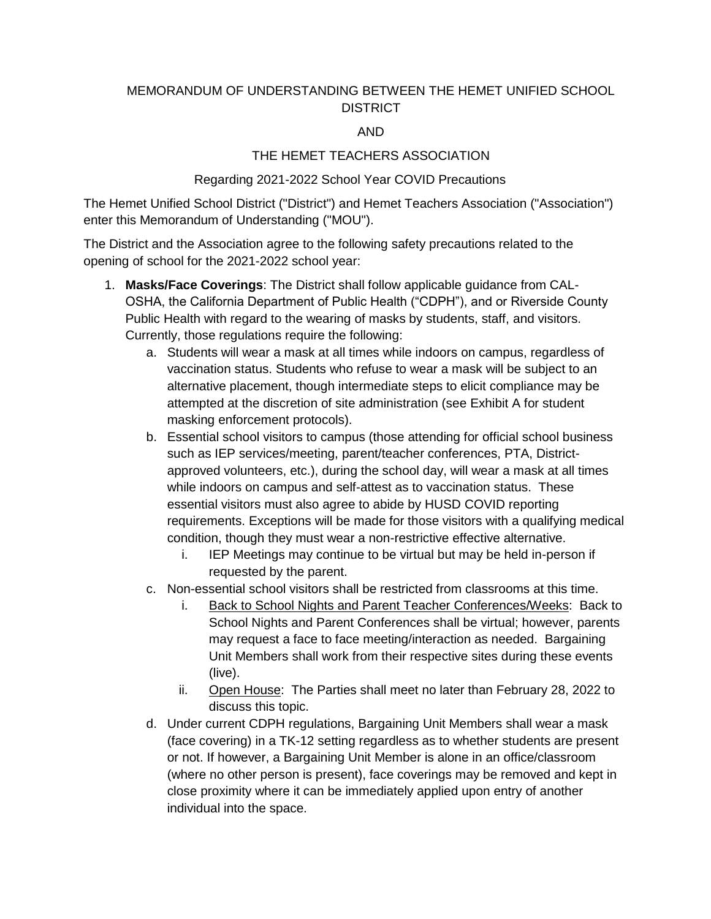MEMORANDUM OF UNDERSTANDING BETWEEN THE HEMET UNIFIED SCHOOL DISTRICT

AND

THE HEMET TEACHERS ASSOCIATION

Regarding 2021-2022 School Year COVID Precautions

The Hemet Unified School District ("District") and Hemet Teachers Association ("Association") enter this Memorandum of Understanding ("MOU").

The District and the Association agree to the following safety precautions related to the opening of school for the 2021-2022 school year:

1. **Masks/Face Coverings**: The District shall follow applicable guidance from CAL-OSHA, the California Department of Public Health ("CDPH"), and or Riverside County Public Health with regard to the wearing of masks by students, staff, and visitors. Currently, those regulations require the following:
   a. Students will wear a mask at all times while indoors on campus, regardless of vaccination status. Students who refuse to wear a mask will be subject to an alternative placement, though intermediate steps to elicit compliance may be attempted at the discretion of site administration (see Exhibit A for student masking enforcement protocols).
   b. Essential school visitors to campus (those attending for official school business such as IEP services/meeting, parent/teacher conferences, PTA, District-approved volunteers, etc.), during the school day, will wear a mask at all times while indoors on campus and self-attest as to vaccination status. These essential visitors must also agree to abide by HUSD COVID reporting requirements. Exceptions will be made for those visitors with a qualifying medical condition, though they must wear a non-restrictive effective alternative.
      i. IEP Meetings may continue to be virtual but may be held in-person if requested by the parent.
   c. Non-essential school visitors shall be restricted from classrooms at this time.
      i. Back to School Nights and Parent Teacher Conferences/Weeks: Back to School Nights and Parent Conferences shall be virtual; however, parents may request a face to face meeting/interaction as needed. Bargaining Unit Members shall work from their respective sites during these events (live).
      ii. Open House: The Parties shall meet no later than February 28, 2022 to discuss this topic.
   d. Under current CDPH regulations, Bargaining Unit Members shall wear a mask (face covering) in a TK-12 setting regardless as to whether students are present or not. If however, a Bargaining Unit Member is alone in an office/classroom (where no other person is present), face coverings may be removed and kept in close proximity where it can be immediately applied upon entry of another individual into the space.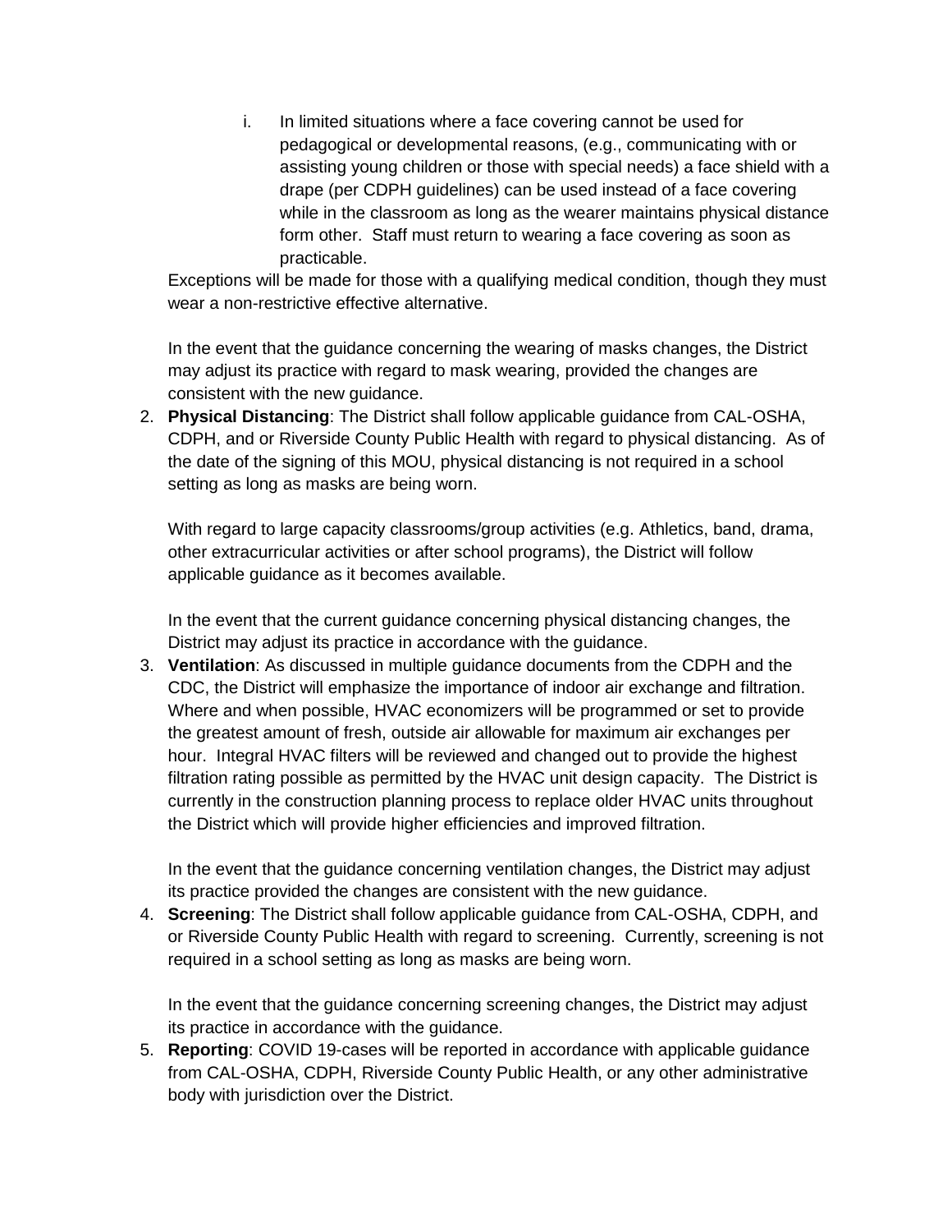i. In limited situations where a face covering cannot be used for pedagogical or developmental reasons, (e.g., communicating with or assisting young children or those with special needs) a face shield with a drape (per CDPH guidelines) can be used instead of a face covering while in the classroom as long as the wearer maintains physical distance form other. Staff must return to wearing a face covering as soon as practicable.

   Exceptions will be made for those with a qualifying medical condition, though they must wear a non-restrictive effective alternative.

   In the event that the guidance concerning the wearing of masks changes, the District may adjust its practice with regard to mask wearing, provided the changes are consistent with the new guidance.

2. **Physical Distancing**: The District shall follow applicable guidance from CAL-OSHA, CDPH, and or Riverside County Public Health with regard to physical distancing. As of the date of the signing of this MOU, physical distancing is not required in a school setting as long as masks are being worn.

   With regard to large capacity classrooms/group activities (e.g. Athletics, band, drama, other extracurricular activities or after school programs), the District will follow applicable guidance as it becomes available.

   In the event that the current guidance concerning physical distancing changes, the District may adjust its practice in accordance with the guidance.

3. **Ventilation**: As discussed in multiple guidance documents from the CDPH and the CDC, the District will emphasize the importance of indoor air exchange and filtration. Where and when possible, HVAC economizers will be programmed or set to provide the greatest amount of fresh, outside air allowable for maximum air exchanges per hour. Integral HVAC filters will be reviewed and changed out to provide the highest filtration rating possible as permitted by the HVAC unit design capacity. The District is currently in the construction planning process to replace older HVAC units throughout the District which will provide higher efficiencies and improved filtration.

   In the event that the guidance concerning ventilation changes, the District may adjust its practice provided the changes are consistent with the new guidance.

4. **Screening**: The District shall follow applicable guidance from CAL-OSHA, CDPH, and or Riverside County Public Health with regard to screening. Currently, screening is not required in a school setting as long as masks are being worn.

   In the event that the guidance concerning screening changes, the District may adjust its practice in accordance with the guidance.

5. **Reporting**: COVID 19-cases will be reported in accordance with applicable guidance from CAL-OSHA, CDPH, Riverside County Public Health, or any other administrative body with jurisdiction over the District.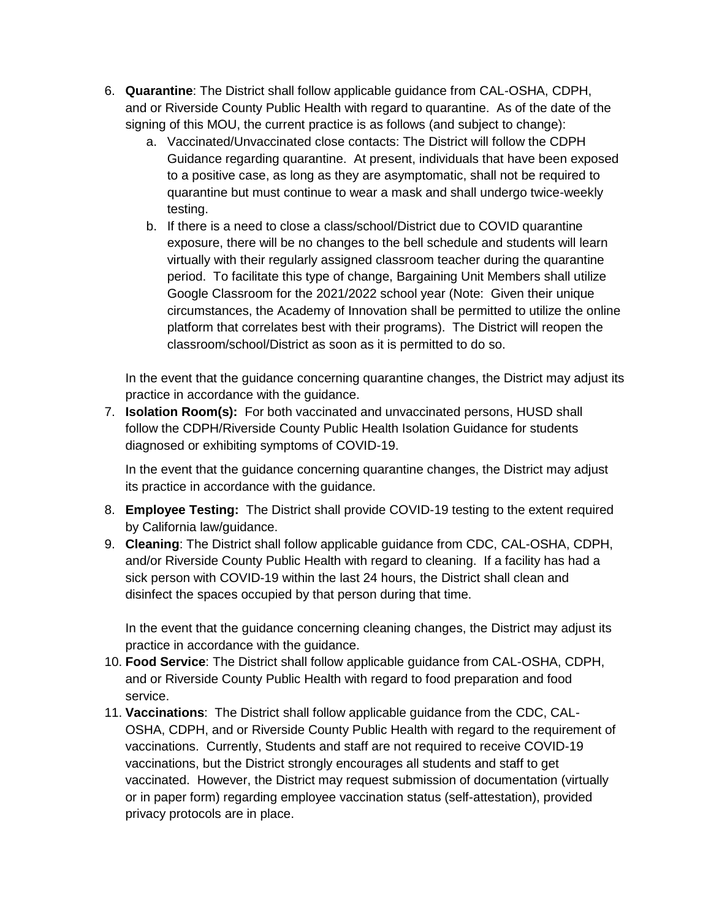6. **Quarantine**: The District shall follow applicable guidance from CAL-OSHA, CDPH, and or Riverside County Public Health with regard to quarantine. As of the date of the signing of this MOU, the current practice is as follows (and subject to change):
    a. Vaccinated/Unvaccinated close contacts: The District will follow the CDPH Guidance regarding quarantine. At present, individuals that have been exposed to a positive case, as long as they are asymptomatic, shall not be required to quarantine but must continue to wear a mask and shall undergo twice-weekly testing.
    b. If there is a need to close a class/school/District due to COVID quarantine exposure, there will be no changes to the bell schedule and students will learn virtually with their regularly assigned classroom teacher during the quarantine period. To facilitate this type of change, Bargaining Unit Members shall utilize Google Classroom for the 2021/2022 school year (Note: Given their unique circumstances, the Academy of Innovation shall be permitted to utilize the online platform that correlates best with their programs). The District will reopen the classroom/school/District as soon as it is permitted to do so.

    In the event that the guidance concerning quarantine changes, the District may adjust its practice in accordance with the guidance.
7. **Isolation Room(s):** For both vaccinated and unvaccinated persons, HUSD shall follow the CDPH/Riverside County Public Health Isolation Guidance for students diagnosed or exhibiting symptoms of COVID-19.

    In the event that the guidance concerning quarantine changes, the District may adjust its practice in accordance with the guidance.
8. **Employee Testing:** The District shall provide COVID-19 testing to the extent required by California law/guidance.
9. **Cleaning**: The District shall follow applicable guidance from CDC, CAL-OSHA, CDPH, and/or Riverside County Public Health with regard to cleaning. If a facility has had a sick person with COVID-19 within the last 24 hours, the District shall clean and disinfect the spaces occupied by that person during that time.

    In the event that the guidance concerning cleaning changes, the District may adjust its practice in accordance with the guidance.
10. **Food Service**: The District shall follow applicable guidance from CAL-OSHA, CDPH, and or Riverside County Public Health with regard to food preparation and food service.
11. **Vaccinations**: The District shall follow applicable guidance from the CDC, CAL-OSHA, CDPH, and or Riverside County Public Health with regard to the requirement of vaccinations. Currently, Students and staff are not required to receive COVID-19 vaccinations, but the District strongly encourages all students and staff to get vaccinated. However, the District may request submission of documentation (virtually or in paper form) regarding employee vaccination status (self-attestation), provided privacy protocols are in place.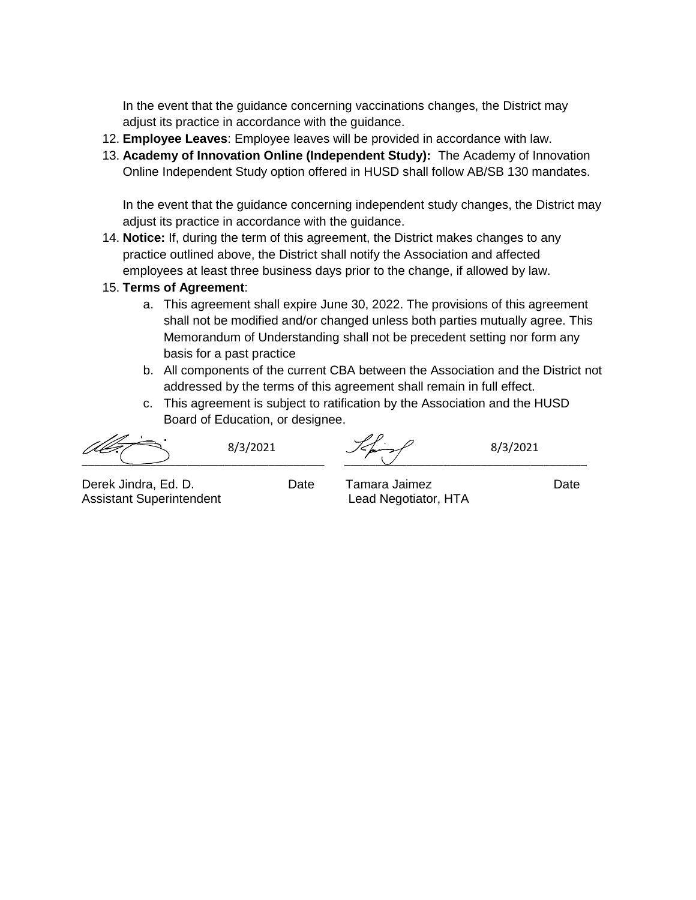In the event that the guidance concerning vaccinations changes, the District may adjust its practice in accordance with the guidance.

12. **Employee Leaves**: Employee leaves will be provided in accordance with law.
13. **Academy of Innovation Online (Independent Study):** The Academy of Innovation Online Independent Study option offered in HUSD shall follow AB/SB 130 mandates.

    In the event that the guidance concerning independent study changes, the District may adjust its practice in accordance with the guidance.
14. **Notice:** If, during the term of this agreement, the District makes changes to any practice outlined above, the District shall notify the Association and affected employees at least three business days prior to the change, if allowed by law.
15. **Terms of Agreement**:
    a. This agreement shall expire June 30, 2022. The provisions of this agreement shall not be modified and/or changed unless both parties mutually agree. This Memorandum of Understanding shall not be precedent setting nor form any basis for a past practice
    b. All components of the current CBA between the Association and the District not addressed by the terms of this agreement shall remain in full effect.
    c. This agreement is subject to ratification by the Association and the HUSD Board of Education, or designee.

| | | | |
|---|---|---|---|
| ______________________ | 8/3/2021 | ______________________ | 8/3/2021 |
| Derek Jindra, Ed. D.<br>Assistant Superintendent | Date | Tamara Jaimez<br>Lead Negotiator, HTA | Date |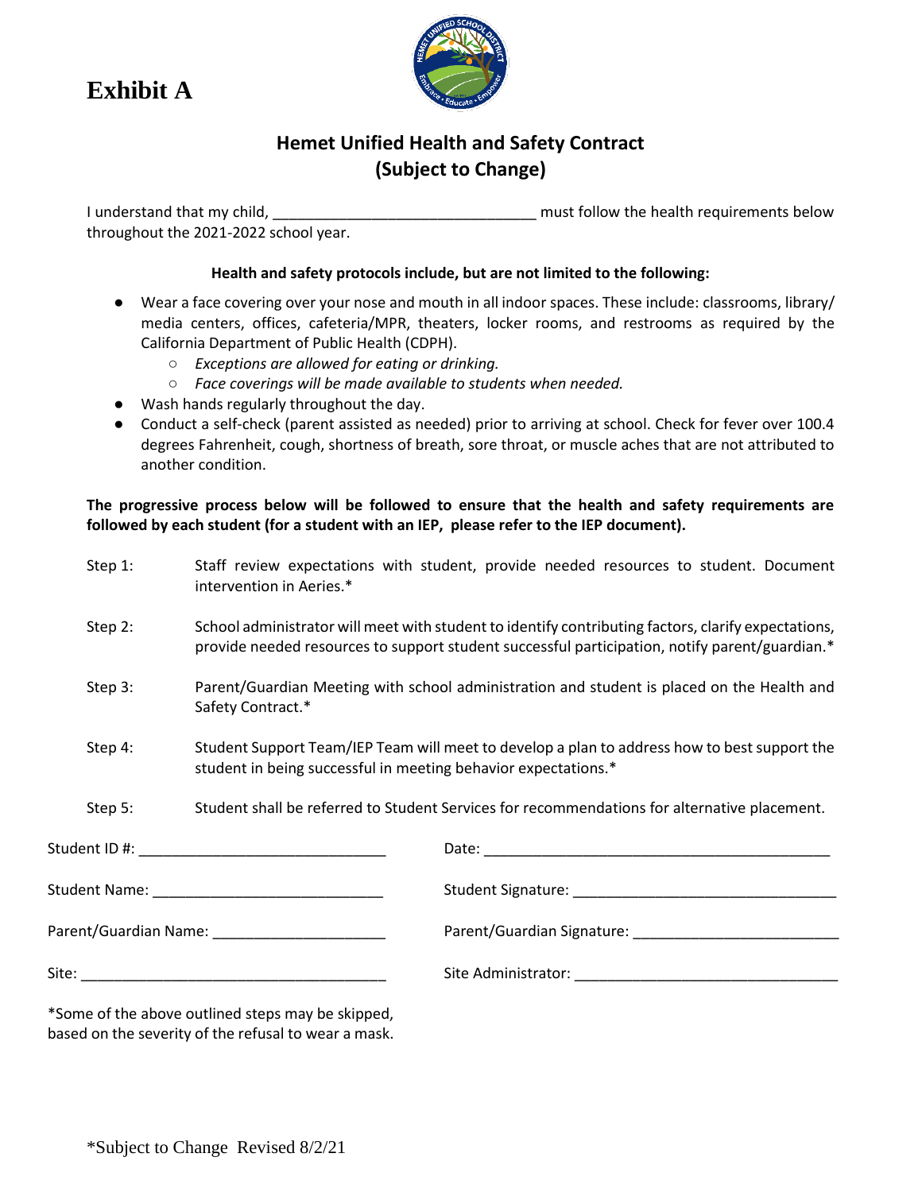# Exhibit A

## Hemet Unified Health and Safety Contract (Subject to Change)

I understand that my child, ________________________________ must follow the health requirements below throughout the 2021-2022 school year.

**Health and safety protocols include, but are not limited to the following:**

- Wear a face covering over your nose and mouth in all indoor spaces. These include: classrooms, library/ media centers, offices, cafeteria/MPR, theaters, locker rooms, and restrooms as required by the California Department of Public Health (CDPH).
  - *Exceptions are allowed for eating or drinking.*
  - *Face coverings will be made available to students when needed.*
- Wash hands regularly throughout the day.
- Conduct a self-check (parent assisted as needed) prior to arriving at school. Check for fever over 100.4 degrees Fahrenheit, cough, shortness of breath, sore throat, or muscle aches that are not attributed to another condition.

**The progressive process below will be followed to ensure that the health and safety requirements are followed by each student (for a student with an IEP, please refer to the IEP document).**

Step 1: Staff review expectations with student, provide needed resources to student. Document intervention in Aeries.*

Step 2: School administrator will meet with student to identify contributing factors, clarify expectations, provide needed resources to support student successful participation, notify parent/guardian.*

Step 3: Parent/Guardian Meeting with school administration and student is placed on the Health and Safety Contract.*

Step 4: Student Support Team/IEP Team will meet to develop a plan to address how to best support the student in being successful in meeting behavior expectations.*

Step 5: Student shall be referred to Student Services for recommendations for alternative placement.

Student ID #: ______________________________ Date: ____________________________________________

Student Name: ____________________________ Student Signature: ________________________________

Parent/Guardian Name: _____________________ Parent/Guardian Signature: _________________________

Site: ______________________________________ Site Administrator: ________________________________

*Some of the above outlined steps may be skipped, based on the severity of the refusal to wear a mask.

*Subject to Change Revised 8/2/21